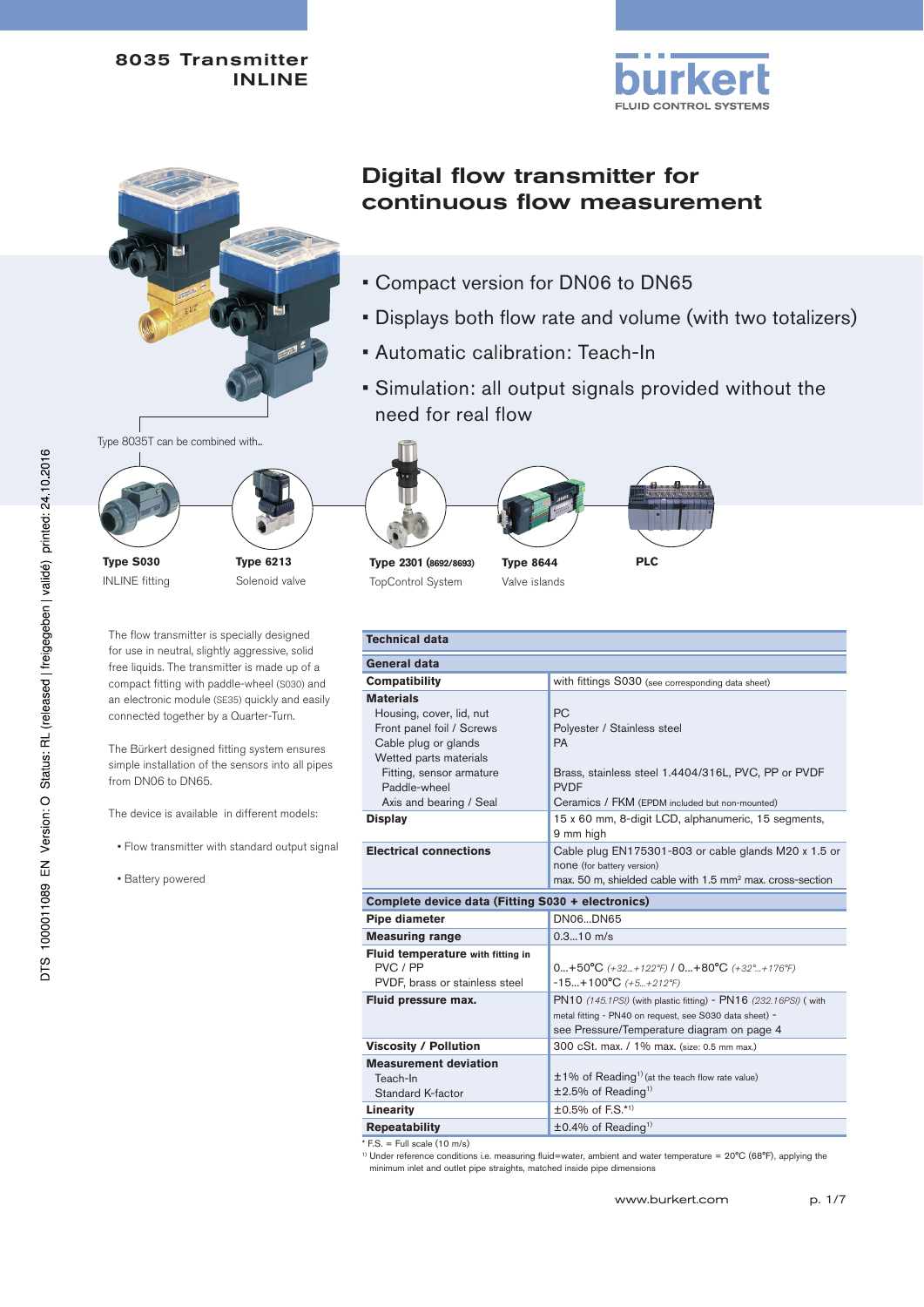# 8035 Transmitter INLINE

bürkert
FLUID CONTROL SYSTEMS

## Digital flow transmitter for continuous flow measurement

- Compact version for DN06 to DN65
- Displays both flow rate and volume (with two totalizers)
- Automatic calibration: Teach-In
- Simulation: all output signals provided without the need for real flow

Type 8035T can be combined with...

| **Type S030** | **Type 6213** | **Type 2301** (8692/8693) | **Type 8644** | **PLC** |
|---|---|---|---|---|
| INLINE fitting | Solenoid valve | TopControl System | Valve islands | |

The flow transmitter is specially designed for use in neutral, slightly aggressive, solid free liquids. The transmitter is made up of a compact fitting with paddle-wheel (S030) and an electronic module (SE35) quickly and easily connected together by a Quarter-Turn.

The Bürkert designed fitting system ensures simple installation of the sensors into all pipes from DN06 to DN65.

The device is available in different models:

- Flow transmitter with standard output signal
- Battery powered

| **Technical data** | |
|---|---|
| **General data** | |
| **Compatibility** | with fittings S030 (see corresponding data sheet) |
| **Materials** | |
| Housing, cover, lid, nut | PC |
| Front panel foil / Screws | Polyester / Stainless steel |
| Cable plug or glands | PA |
| Wetted parts materials | |
| Fitting, sensor armature | Brass, stainless steel 1.4404/316L, PVC, PP or PVDF |
| Paddle-wheel | PVDF |
| Axis and bearing / Seal | Ceramics / FKM (EPDM included but non-mounted) |
| **Display** | 15 x 60 mm, 8-digit LCD, alphanumeric, 15 segments, 9 mm high |
| **Electrical connections** | Cable plug EN175301-803 or cable glands M20 x 1.5 or none (for battery version)<br>max. 50 m, shielded cable with 1.5 mm² max. cross-section |
| **Complete device data (Fitting S030 + electronics)** | |
| **Pipe diameter** | DN06...DN65 |
| **Measuring range** | 0.3...10 m/s |
| **Fluid temperature** with fitting in | |
| PVC / PP | 0...+50°C *(+32...+122°F)* / 0...+80°C *(+32°...+176°F)* |
| PVDF, brass or stainless steel | -15...+100°C *(+5...+212°F)* |
| **Fluid pressure max.** | PN10 *(145.1PSI)* (with plastic fitting) - PN16 *(232.16PSI)* ( with metal fitting - PN40 on request, see S030 data sheet) - see Pressure/Temperature diagram on page 4 |
| **Viscosity / Pollution** | 300 cSt. max. / 1% max. (size: 0.5 mm max.) |
| **Measurement deviation** | |
| Teach-In | ±1% of Reading[1] (at the teach flow rate value) |
| Standard K-factor | ±2.5% of Reading[1] |
| **Linearity** | ±0.5% of F.S.*[1] |
| **Repeatability** | ±0.4% of Reading[1] |

\* F.S. = Full scale (10 m/s)

[1] Under reference conditions i.e. measuring fluid=water, ambient and water temperature = 20°C (68°F), applying the minimum inlet and outlet pipe straights, matched inside pipe dimensions

www.burkert.com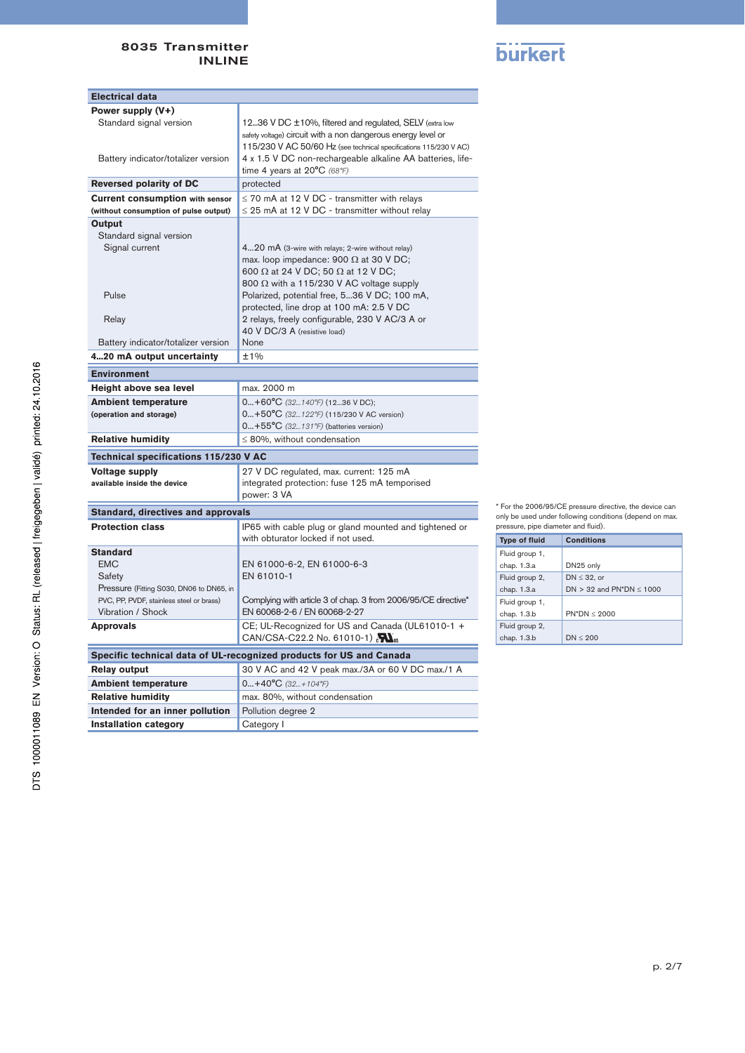| Electrical data | |
|---|---|
| **Power supply (V+)** | |
| Standard signal version | 12...36 V DC ±10%, filtered and regulated, SELV (extra low safety voltage) circuit with a non dangerous energy level or 115/230 V AC 50/60 Hz (see technical specifications 115/230 V AC) |
| Battery indicator/totalizer version | 4 x 1.5 V DC non-rechargeable alkaline AA batteries, life-time 4 years at 20°C *(68°F)* |
| **Reversed polarity of DC** | protected |
| **Current consumption with sensor** (without consumption of pulse output) | ≤ 70 mA at 12 V DC - transmitter with relays<br>≤ 25 mA at 12 V DC - transmitter without relay |
| **Output** | |
| Standard signal version | |
| Signal current | 4...20 mA (3-wire with relays; 2-wire without relay)<br>max. loop impedance: 900 Ω at 30 V DC;<br>600 Ω at 24 V DC; 50 Ω at 12 V DC;<br>800 Ω with a 115/230 V AC voltage supply |
| Pulse | Polarized, potential free, 5...36 V DC; 100 mA, protected, line drop at 100 mA: 2.5 V DC |
| Relay | 2 relays, freely configurable, 230 V AC/3 A or 40 V DC/3 A (resistive load) |
| Battery indicator/totalizer version | None |
| **4...20 mA output uncertainty** | ±1% |

| Environment | |
|---|---|
| **Height above sea level** | max. 2000 m |
| **Ambient temperature** (operation and storage) | 0...+60°C *(32...140°F)* (12...36 V DC);<br>0...+50°C *(32...122°F)* (115/230 V AC version)<br>0...+55°C *(32...131°F)* (batteries version) |
| **Relative humidity** | ≤ 80%, without condensation |

| Technical specifications 115/230 V AC | |
|---|---|
| **Voltage supply** available inside the device | 27 V DC regulated, max. current: 125 mA<br>integrated protection: fuse 125 mA temporised<br>power: 3 VA |

| Standard, directives and approvals | |
|---|---|
| **Protection class** | IP65 with cable plug or gland mounted and tightened or with obturator locked if not used. |
| **Standard** | |
| EMC | EN 61000-6-2, EN 61000-6-3 |
| Safety | EN 61010-1 |
| Pressure (Fitting S030, DN06 to DN65, in PVC, PP, PVDF, stainless steel or brass) | Complying with article 3 of chap. 3 from 2006/95/CE directive* |
| Vibration / Shock | EN 60068-2-6 / EN 60068-2-27 |
| **Approvals** | CE; UL-Recognized for US and Canada (UL61010-1 + CAN/CSA-C22.2 No. 61010-1) |

| Specific technical data of UL-recognized products for US and Canada | |
|---|---|
| **Relay output** | 30 V AC and 42 V peak max./3A or 60 V DC max./1 A |
| **Ambient temperature** | 0...+40°C *(32...+104°F)* |
| **Relative humidity** | max. 80%, without condensation |
| **Intended for an inner pollution** | Pollution degree 2 |
| **Installation category** | Category I |

* For the 2006/95/CE pressure directive, the device can only be used under following conditions (depend on max. pressure, pipe diameter and fluid).

| Type of fluid | Conditions |
|---|---|
| Fluid group 1, chap. 1.3.a | DN25 only |
| Fluid group 2, chap. 1.3.a | DN ≤ 32, or<br>DN > 32 and PN*DN ≤ 1000 |
| Fluid group 1, chap. 1.3.b | PN*DN ≤ 2000 |
| Fluid group 2, chap. 1.3.b | DN ≤ 200 |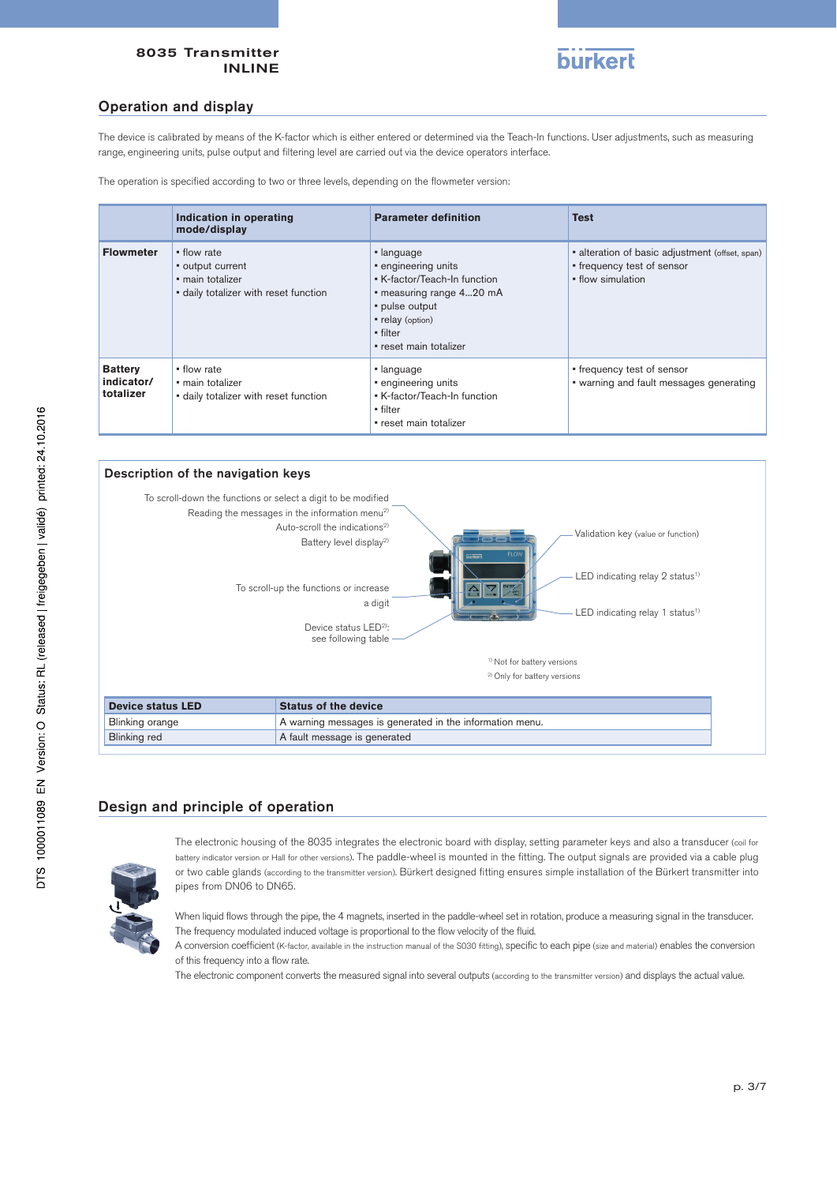## Operation and display

The device is calibrated by means of the K-factor which is either entered or determined via the Teach-In functions. User adjustments, such as measuring range, engineering units, pulse output and filtering level are carried out via the device operators interface.

The operation is specified according to two or three levels, depending on the flowmeter version:

| | Indication in operating mode/display | Parameter definition | Test |
|---|---|---|---|
| **Flowmeter** | ▪ flow rate<br>▪ output current<br>▪ main totalizer<br>▪ daily totalizer with reset function | ▪ language<br>▪ engineering units<br>▪ K-factor/Teach-In function<br>▪ measuring range 4...20 mA<br>▪ pulse output<br>▪ relay (option)<br>▪ filter<br>▪ reset main totalizer | ▪ alteration of basic adjustment (offset, span)<br>▪ frequency test of sensor<br>▪ flow simulation |
| **Battery indicator/ totalizer** | ▪ flow rate<br>▪ main totalizer<br>▪ daily totalizer with reset function | ▪ language<br>▪ engineering units<br>▪ K-factor/Teach-In function<br>▪ filter<br>▪ reset main totalizer | ▪ frequency test of sensor<br>▪ warning and fault messages generating |

### Description of the navigation keys

- To scroll-down the functions or select a digit to be modified
- Reading the messages in the information menu[2]
- Auto-scroll the indications[2]
- Battery level display[2]
- To scroll-up the functions or increase a digit
- Device status LED[2]: see following table
- Validation key (value or function)
- LED indicating relay 2 status[1]
- LED indicating relay 1 status[1]

[1] Not for battery versions
[2] Only for battery versions

| Device status LED | Status of the device |
|---|---|
| Blinking orange | A warning messages is generated in the information menu. |
| Blinking red | A fault message is generated |

## Design and principle of operation

The electronic housing of the 8035 integrates the electronic board with display, setting parameter keys and also a transducer (coil for battery indicator version or Hall for other versions). The paddle-wheel is mounted in the fitting. The output signals are provided via a cable plug or two cable glands (according to the transmitter version). Bürkert designed fitting ensures simple installation of the Bürkert transmitter into pipes from DN06 to DN65.

When liquid flows through the pipe, the 4 magnets, inserted in the paddle-wheel set in rotation, produce a measuring signal in the transducer. The frequency modulated induced voltage is proportional to the flow velocity of the fluid.
A conversion coefficient (K-factor, available in the instruction manual of the S030 fitting), specific to each pipe (size and material) enables the conversion of this frequency into a flow rate.
The electronic component converts the measured signal into several outputs (according to the transmitter version) and displays the actual value.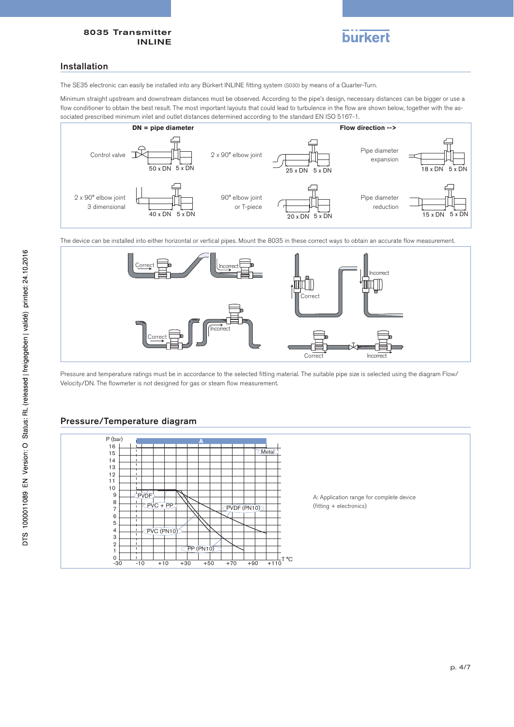## Installation

The SE35 electronic can easily be installed into any Bürkert INLINE fitting system (S030) by means of a Quarter-Turn.

Minimum straight upstream and downstream distances must be observed. According to the pipe's design, necessary distances can be bigger or use a flow conditioner to obtain the best result. The most important layouts that could lead to turbulence in the flow are shown below, together with the associated prescribed minimum inlet and outlet distances determined according to the standard EN ISO 5167-1.

**DN = pipe diameter** **Flow direction -->**

| Layout | Inlet | Outlet |
|---|---|---|
| Control valve | 50 x DN | 5 x DN |
| 2 x 90° elbow joint | 25 x DN | 5 x DN |
| Pipe diameter expansion | 18 x DN | 5 x DN |
| 2 x 90° elbow joint 3 dimensional | 40 x DN | 5 x DN |
| 90° elbow joint or T-piece | 20 x DN | 5 x DN |
| Pipe diameter reduction | 15 x DN | 5 x DN |

The device can be installed into either horizontal or vertical pipes. Mount the 8035 in these correct ways to obtain an accurate flow measurement.

Correct / Incorrect / Correct / Incorrect / Correct / Incorrect / Correct / Incorrect

Pressure and temperature ratings must be in accordance to the selected fitting material. The suitable pipe size is selected using the diagram Flow/Velocity/DN. The flowmeter is not designed for gas or steam flow measurement.

## Pressure/Temperature diagram

P (bar): 0–16; T °C: -30, -10, +10, +30, +50, +70, +90, +110

Curves: A, Metal, PVDF, PVC + PP, PVDF (PN10), PVC (PN10), PP (PN10)

A: Application range for complete device (fitting + electronics)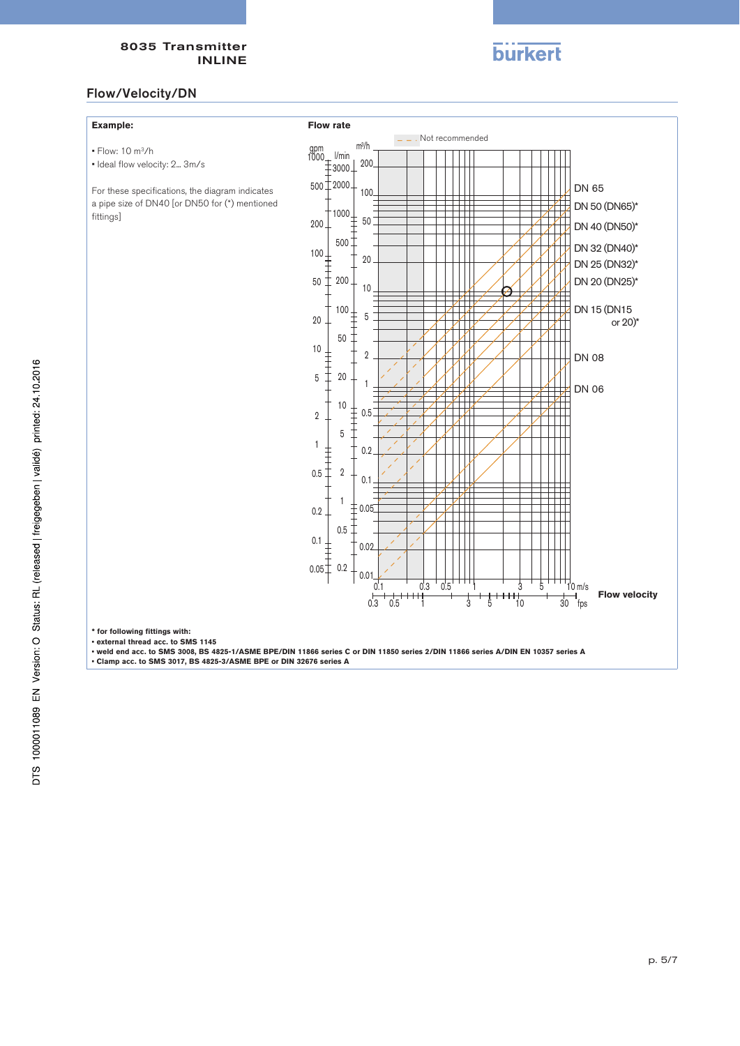## Flow/Velocity/DN

**Example:**

- Flow: 10 m³/h
- Ideal flow velocity: 2... 3m/s

For these specifications, the diagram indicates a pipe size of DN40 [or DN50 for (*) mentioned fittings]

**Flow rate**

– – . Not recommended

gpm | l/min | m³/h

DN 65
DN 50 (DN65)*
DN 40 (DN50)*
DN 32 (DN40)*
DN 25 (DN32)*
DN 20 (DN25)*
DN 15 (DN15 or 20)*
DN 08
DN 06

**Flow velocity**

m/s | fps

**\* for following fittings with:**

- **external thread acc. to SMS 1145**
- **weld end acc. to SMS 3008, BS 4825-1/ASME BPE/DIN 11866 series C or DIN 11850 series 2/DIN 11866 series A/DIN EN 10357 series A**
- **Clamp acc. to SMS 3017, BS 4825-3/ASME BPE or DIN 32676 series A**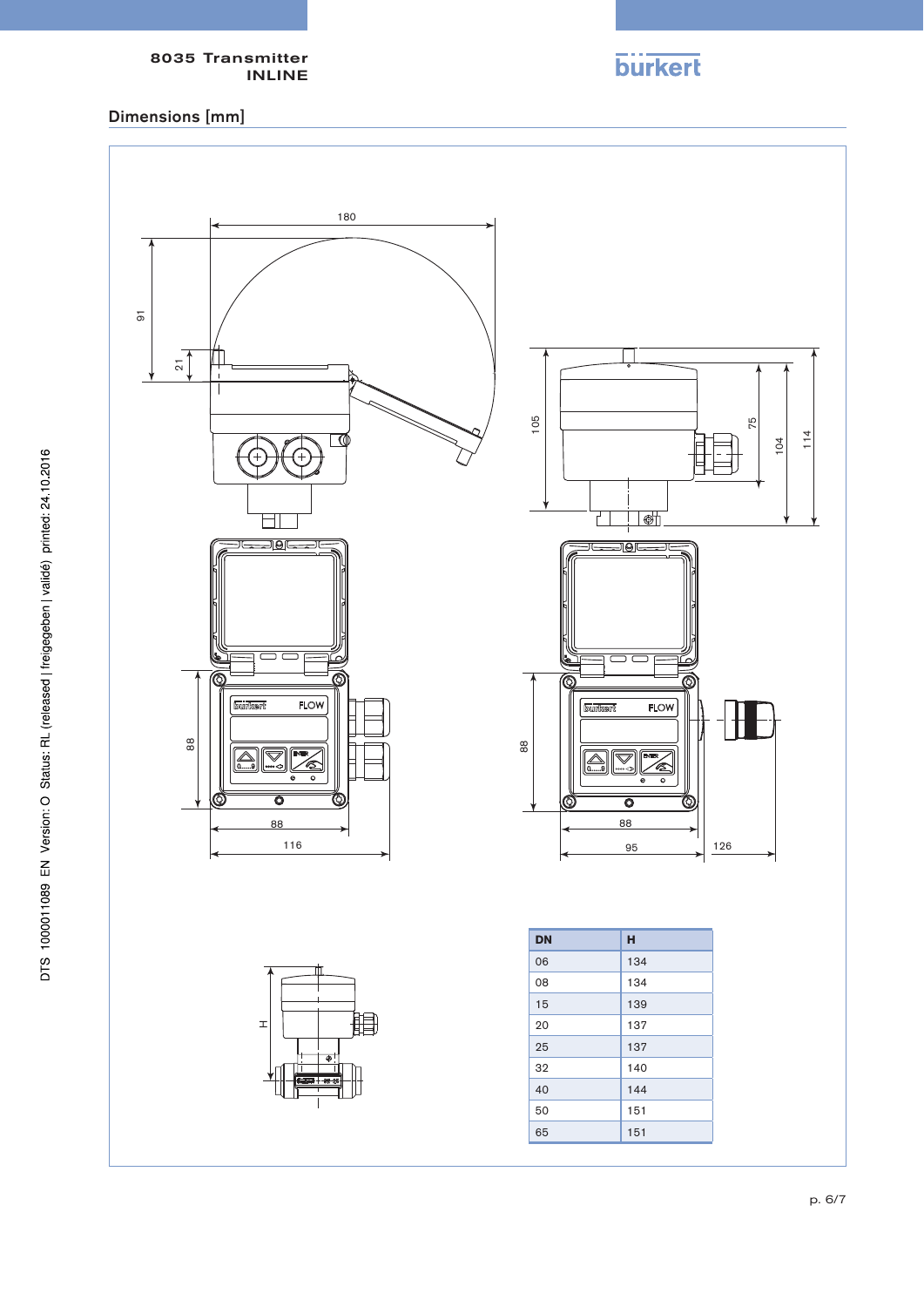## Dimensions [mm]

| DN | H |
|---|---|
| 06 | 134 |
| 08 | 134 |
| 15 | 139 |
| 20 | 137 |
| 25 | 137 |
| 32 | 140 |
| 40 | 144 |
| 50 | 151 |
| 65 | 151 |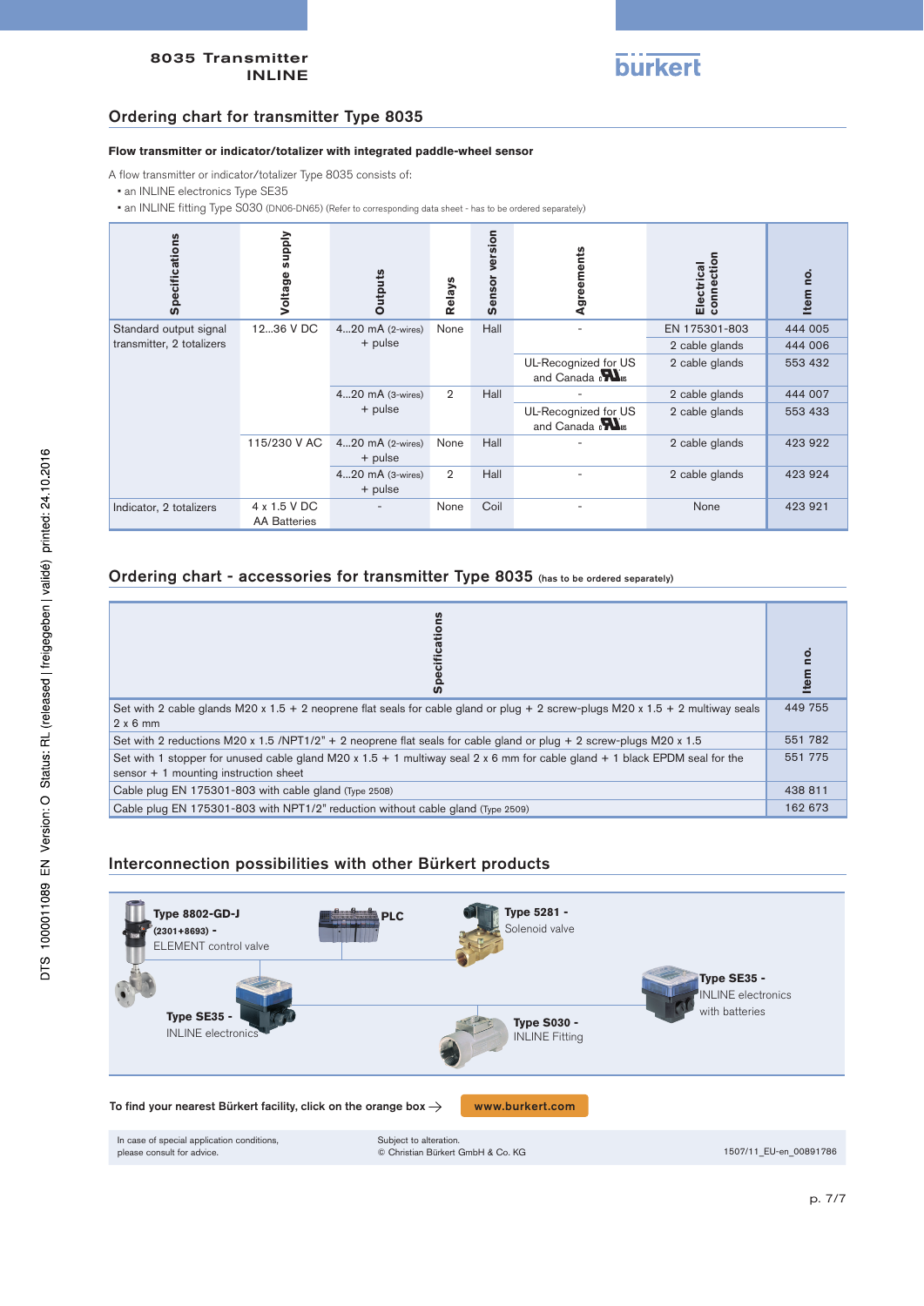## Ordering chart for transmitter Type 8035

**Flow transmitter or indicator/totalizer with integrated paddle-wheel sensor**

A flow transmitter or indicator/totalizer Type 8035 consists of:

- an INLINE electronics Type SE35
- an INLINE fitting Type S030 (DN06-DN65) (Refer to corresponding data sheet - has to be ordered separately)

| Specifications | Voltage supply | Outputs | Relays | Sensor version | Agreements | Electrical connection | Item no. |
|---|---|---|---|---|---|---|---|
| Standard output signal transmitter, 2 totalizers | 12...36 V DC | 4...20 mA (2-wires) + pulse | None | Hall | - | EN 175301-803 | 444 005 |
| | | | | | | 2 cable glands | 444 006 |
| | | | | | UL-Recognized for US and Canada | 2 cable glands | 553 432 |
| | | 4...20 mA (3-wires) + pulse | 2 | Hall | - | 2 cable glands | 444 007 |
| | | | | | UL-Recognized for US and Canada | 2 cable glands | 553 433 |
| | 115/230 V AC | 4...20 mA (2-wires) + pulse | None | Hall | - | 2 cable glands | 423 922 |
| | | 4...20 mA (3-wires) + pulse | 2 | Hall | - | 2 cable glands | 423 924 |
| Indicator, 2 totalizers | 4 x 1.5 V DC AA Batteries | - | None | Coil | - | None | 423 921 |

## Ordering chart - accessories for transmitter Type 8035 (has to be ordered separately)

| Specifications | Item no. |
|---|---|
| Set with 2 cable glands M20 x 1.5 + 2 neoprene flat seals for cable gland or plug + 2 screw-plugs M20 x 1.5 + 2 multiway seals 2 x 6 mm | 449 755 |
| Set with 2 reductions M20 x 1.5 /NPT1/2" + 2 neoprene flat seals for cable gland or plug + 2 screw-plugs M20 x 1.5 | 551 782 |
| Set with 1 stopper for unused cable gland M20 x 1.5 + 1 multiway seal 2 x 6 mm for cable gland + 1 black EPDM seal for the sensor + 1 mounting instruction sheet | 551 775 |
| Cable plug EN 175301-803 with cable gland (Type 2508) | 438 811 |
| Cable plug EN 175301-803 with NPT1/2" reduction without cable gland (Type 2509) | 162 673 |

## Interconnection possibilities with other Bürkert products

**Type 8802-GD-J (2301+8693) -** ELEMENT control valve

**PLC**

**Type 5281 -** Solenoid valve

**Type SE35 -** INLINE electronics with batteries

**Type SE35 -** INLINE electronics

**Type S030 -** INLINE Fitting

**To find your nearest Bürkert facility, click on the orange box →** www.burkert.com

In case of special application conditions, please consult for advice.

Subject to alteration.
© Christian Bürkert GmbH & Co. KG

1507/11_EU-en_00891786